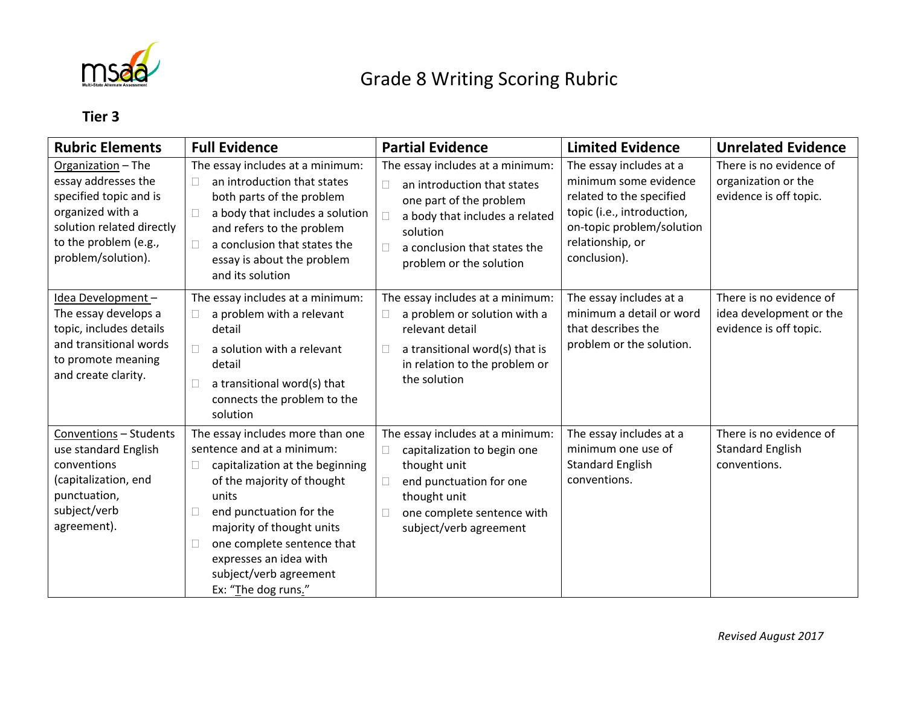# Grade 8 Writing Scoring Rubric

**Tier 3**

| Rubric Elements | Full Evidence | Partial Evidence | Limited Evidence | Unrelated Evidence |
|---|---|---|---|---|
| Organization – The essay addresses the specified topic and is organized with a solution related directly to the problem (e.g., problem/solution). | The essay includes at a minimum:<br>☐ an introduction that states both parts of the problem<br>☐ a body that includes a solution and refers to the problem<br>☐ a conclusion that states the essay is about the problem and its solution | The essay includes at a minimum:<br>☐ an introduction that states one part of the problem<br>☐ a body that includes a related solution<br>☐ a conclusion that states the problem or the solution | The essay includes at a minimum some evidence related to the specified topic (i.e., introduction, on-topic problem/solution relationship, or conclusion). | There is no evidence of organization or the evidence is off topic. |
| Idea Development – The essay develops a topic, includes details and transitional words to promote meaning and create clarity. | The essay includes at a minimum:<br>☐ a problem with a relevant detail<br>☐ a solution with a relevant detail<br>☐ a transitional word(s) that connects the problem to the solution | The essay includes at a minimum:<br>☐ a problem or solution with a relevant detail<br>☐ a transitional word(s) that is in relation to the problem or the solution | The essay includes at a minimum a detail or word that describes the problem or the solution. | There is no evidence of idea development or the evidence is off topic. |
| Conventions – Students use standard English conventions (capitalization, end punctuation, subject/verb agreement). | The essay includes more than one sentence and at a minimum:<br>☐ capitalization at the beginning of the majority of thought units<br>☐ end punctuation for the majority of thought units<br>☐ one complete sentence that expresses an idea with subject/verb agreement<br>Ex: "The dog runs." | The essay includes at a minimum:<br>☐ capitalization to begin one thought unit<br>☐ end punctuation for one thought unit<br>☐ one complete sentence with subject/verb agreement | The essay includes at a minimum one use of Standard English conventions. | There is no evidence of Standard English conventions. |

*Revised August 2017*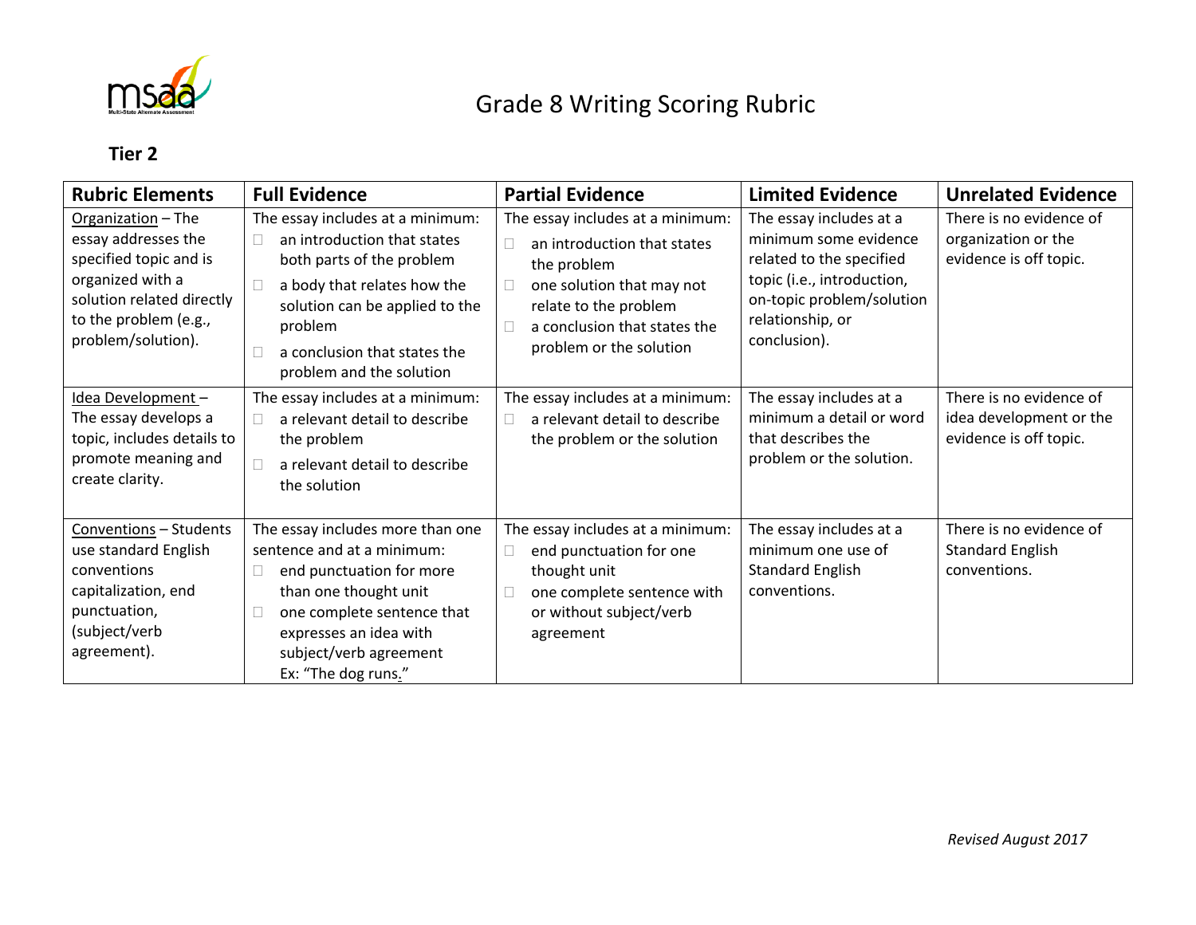# Grade 8 Writing Scoring Rubric

**Tier 2**

| Rubric Elements | Full Evidence | Partial Evidence | Limited Evidence | Unrelated Evidence |
|---|---|---|---|---|
| Organization – The essay addresses the specified topic and is organized with a solution related directly to the problem (e.g., problem/solution). | The essay includes at a minimum: <br> □ an introduction that states both parts of the problem <br> □ a body that relates how the solution can be applied to the problem <br> □ a conclusion that states the problem and the solution | The essay includes at a minimum: <br> □ an introduction that states the problem <br> □ one solution that may not relate to the problem <br> □ a conclusion that states the problem or the solution | The essay includes at a minimum some evidence related to the specified topic (i.e., introduction, on-topic problem/solution relationship, or conclusion). | There is no evidence of organization or the evidence is off topic. |
| Idea Development – The essay develops a topic, includes details to promote meaning and create clarity. | The essay includes at a minimum: <br> □ a relevant detail to describe the problem <br> □ a relevant detail to describe the solution | The essay includes at a minimum: <br> □ a relevant detail to describe the problem or the solution | The essay includes at a minimum a detail or word that describes the problem or the solution. | There is no evidence of idea development or the evidence is off topic. |
| Conventions – Students use standard English conventions capitalization, end punctuation, (subject/verb agreement). | The essay includes more than one sentence and at a minimum: <br> □ end punctuation for more than one thought unit <br> □ one complete sentence that expresses an idea with subject/verb agreement <br> Ex: "The dog runs." | The essay includes at a minimum: <br> □ end punctuation for one thought unit <br> □ one complete sentence with or without subject/verb agreement | The essay includes at a minimum one use of Standard English conventions. | There is no evidence of Standard English conventions. |

*Revised August 2017*